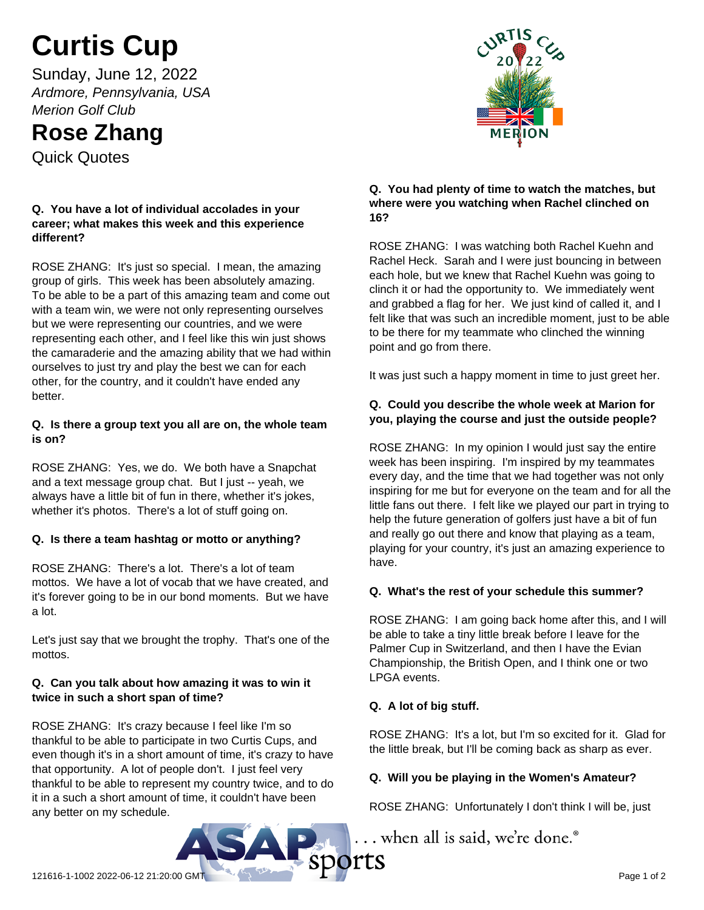# Curtis Cup

Sunday, June 12, 2022

*Ardmore, Pennsylvania, USA*

*Merion Golf Club*

## Rose Zhang

Quick Quotes

**Q. You have a lot of individual accolades in your career; what makes this week and this experience different?**

ROSE ZHANG: It's just so special. I mean, the amazing group of girls. This week has been absolutely amazing. To be able to be a part of this amazing team and come out with a team win, we were not only representing ourselves but we were representing our countries, and we were representing each other, and I feel like this win just shows the camaraderie and the amazing ability that we had within ourselves to just try and play the best we can for each other, for the country, and it couldn't have ended any better.

**Q. Is there a group text you all are on, the whole team is on?**

ROSE ZHANG: Yes, we do. We both have a Snapchat and a text message group chat. But I just -- yeah, we always have a little bit of fun in there, whether it's jokes, whether it's photos. There's a lot of stuff going on.

**Q. Is there a team hashtag or motto or anything?**

ROSE ZHANG: There's a lot. There's a lot of team mottos. We have a lot of vocab that we have created, and it's forever going to be in our bond moments. But we have a lot.

Let's just say that we brought the trophy. That's one of the mottos.

**Q. Can you talk about how amazing it was to win it twice in such a short span of time?**

ROSE ZHANG: It's crazy because I feel like I'm so thankful to be able to participate in two Curtis Cups, and even though it's in a short amount of time, it's crazy to have that opportunity. A lot of people don't. I just feel very thankful to be able to represent my country twice, and to do it in a such a short amount of time, it couldn't have been any better on my schedule.

**Q. You had plenty of time to watch the matches, but where were you watching when Rachel clinched on 16?**

ROSE ZHANG: I was watching both Rachel Kuehn and Rachel Heck. Sarah and I were just bouncing in between each hole, but we knew that Rachel Kuehn was going to clinch it or had the opportunity to. We immediately went and grabbed a flag for her. We just kind of called it, and I felt like that was such an incredible moment, just to be able to be there for my teammate who clinched the winning point and go from there.

It was just such a happy moment in time to just greet her.

**Q. Could you describe the whole week at Marion for you, playing the course and just the outside people?**

ROSE ZHANG: In my opinion I would just say the entire week has been inspiring. I'm inspired by my teammates every day, and the time that we had together was not only inspiring for me but for everyone on the team and for all the little fans out there. I felt like we played our part in trying to help the future generation of golfers just have a bit of fun and really go out there and know that playing as a team, playing for your country, it's just an amazing experience to have.

**Q. What's the rest of your schedule this summer?**

ROSE ZHANG: I am going back home after this, and I will be able to take a tiny little break before I leave for the Palmer Cup in Switzerland, and then I have the Evian Championship, the British Open, and I think one or two LPGA events.

**Q. A lot of big stuff.**

ROSE ZHANG: It's a lot, but I'm so excited for it. Glad for the little break, but I'll be coming back as sharp as ever.

**Q. Will you be playing in the Women's Amateur?**

ROSE ZHANG: Unfortunately I don't think I will be, just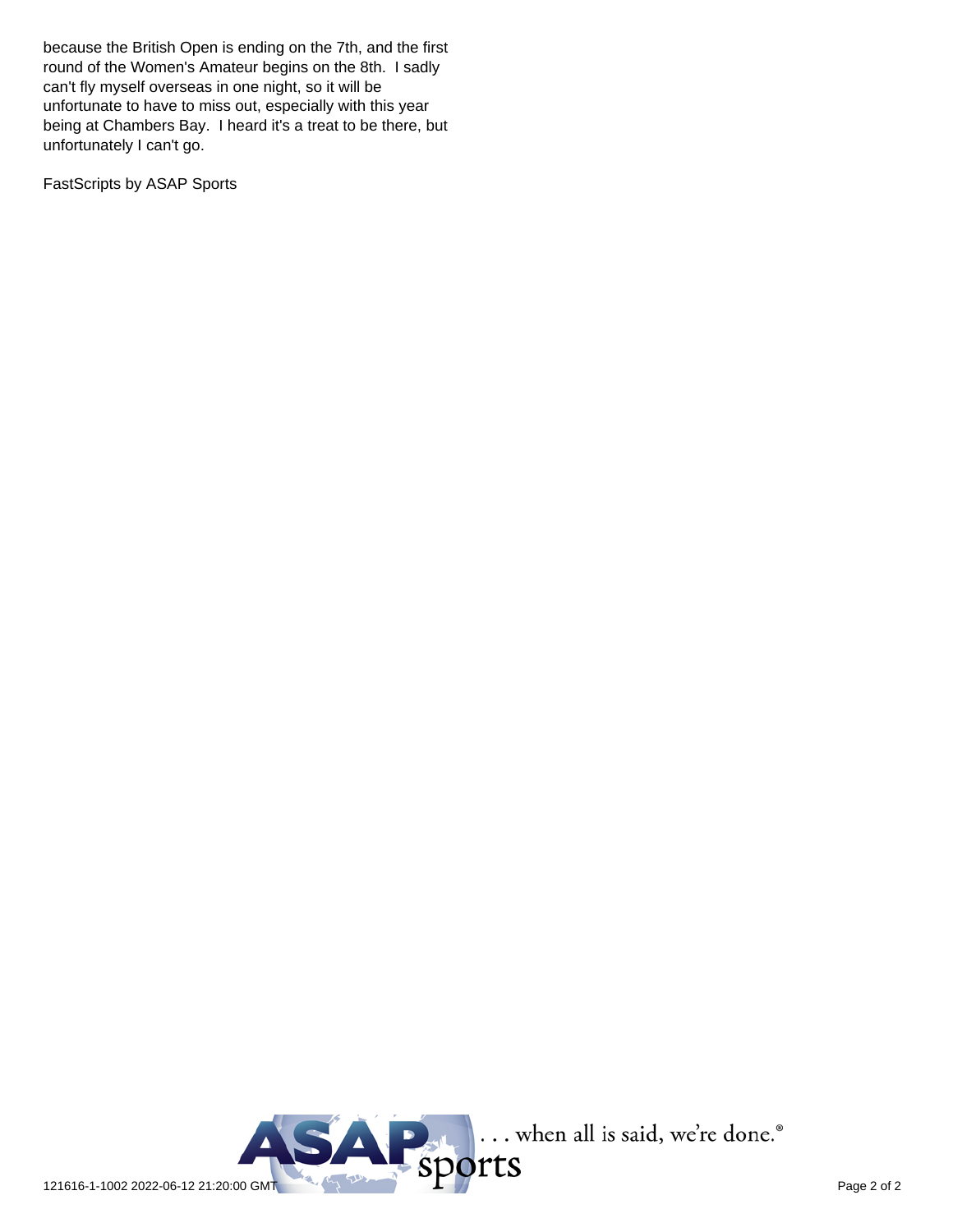because the British Open is ending on the 7th, and the first round of the Women's Amateur begins on the 8th. I sadly can't fly myself overseas in one night, so it will be unfortunate to have to miss out, especially with this year being at Chambers Bay. I heard it's a treat to be there, but unfortunately I can't go.

FastScripts by ASAP Sports